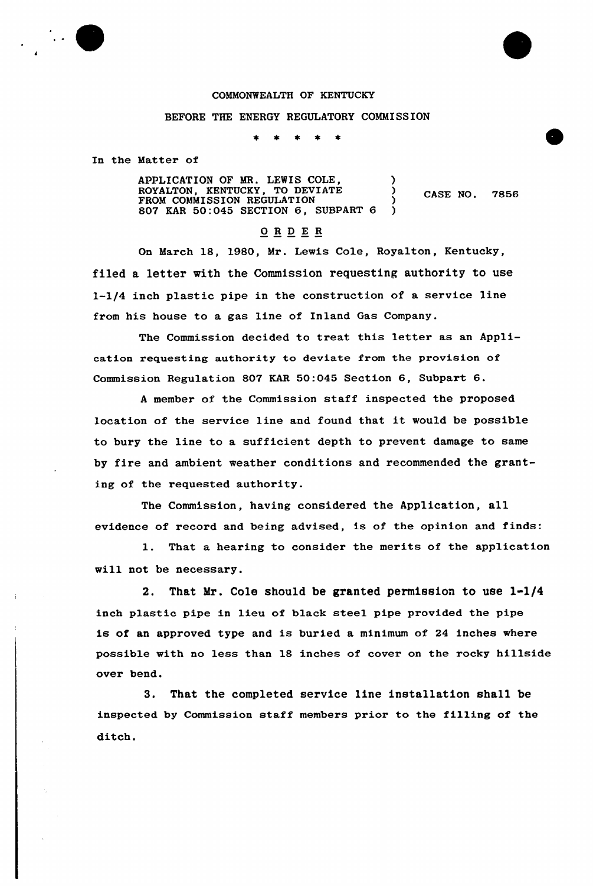COMMONWEALTH OF KENTUCKY

BEFORE THE ENERGY REGULATORY COMMISSION

\* \* \* \* \*

In the Matter of

| | | |
|---|---|---|
| APPLICATION OF MR. LEWIS COLE, ROYALTON, KENTUCKY, TO DEVIATE FROM COMMISSION REGULATION 807 KAR 50:045 SECTION 6, SUBPART 6 | ) ) ) ) | CASE NO. 7856 |

## ORDER

On March 18, 1980, Mr. Lewis Cole, Royalton, Kentucky, filed a letter with the Commission requesting authority to use 1-1/4 inch plastic pipe in the construction of a service line from his house to a gas line of Inland Gas Company.

The Commission decided to treat this letter as an Application requesting authority to deviate from the provision of Commission Regulation 807 KAR 50:045 Section 6, Subpart 6.

A member of the Commission staff inspected the proposed location of the service line and found that it would be possible to bury the line to a sufficient depth to prevent damage to same by fire and ambient weather conditions and recommended the granting of the requested authority.

The Commission, having considered the Application, all evidence of record and being advised, is of the opinion and finds:

1. That a hearing to consider the merits of the application will not be necessary.

2. That Mr. Cole should be granted permission to use 1-1/4 inch plastic pipe in lieu of black steel pipe provided the pipe is of an approved type and is buried a minimum of 24 inches where possible with no less than 18 inches of cover on the rocky hillside over bend.

3. That the completed service line installation shall be inspected by Commission staff members prior to the filling of the ditch.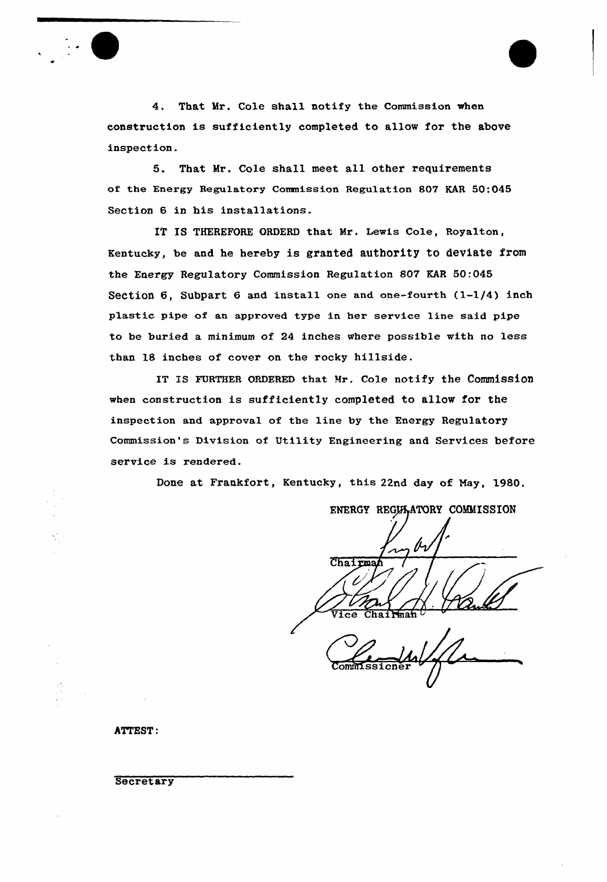4. That Mr. Cole shall notify the Commission when construction is sufficiently completed to allow for the above inspection.

5. That Mr. Cole shall meet all other requirements of the Energy Regulatory Commission Regulation 807 KAR 50:045 Section 6 in his installations.

IT IS THEREFORE ORDERD that Mr. Lewis Cole, Royalton, Kentucky, be and he hereby is granted authority to deviate from the Energy Regulatory Commission Regulation 807 KAR 50:045 Section 6, Subpart 6 and install one and one-fourth (1-1/4) inch plastic pipe of an approved type in her service line said pipe to be buried a minimum of 24 inches where possible with no less than 18 inches of cover on the rocky hillside.

IT IS FURTHER ORDERED that Mr. Cole notify the Commission when construction is sufficiently completed to allow for the inspection and approval of the line by the Energy Regulatory Commission's Division of Utility Engineering and Services before service is rendered.

Done at Frankfort, Kentucky, this 22nd day of May, 1980.

ENERGY REGULATORY COMMISSION

Chairman

Vice Chairman

Commissioner

ATTEST:

Secretary